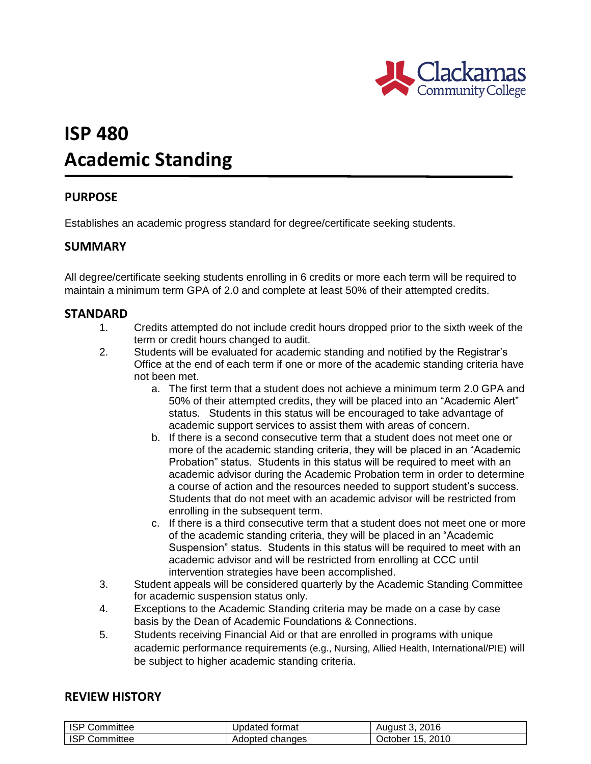# ISP 480
# Academic Standing

## PURPOSE

Establishes an academic progress standard for degree/certificate seeking students.

## SUMMARY

All degree/certificate seeking students enrolling in 6 credits or more each term will be required to maintain a minimum term GPA of 2.0 and complete at least 50% of their attempted credits.

## STANDARD

1. Credits attempted do not include credit hours dropped prior to the sixth week of the term or credit hours changed to audit.
2. Students will be evaluated for academic standing and notified by the Registrar's Office at the end of each term if one or more of the academic standing criteria have not been met.
   a. The first term that a student does not achieve a minimum term 2.0 GPA and 50% of their attempted credits, they will be placed into an "Academic Alert" status. Students in this status will be encouraged to take advantage of academic support services to assist them with areas of concern.
   b. If there is a second consecutive term that a student does not meet one or more of the academic standing criteria, they will be placed in an "Academic Probation" status. Students in this status will be required to meet with an academic advisor during the Academic Probation term in order to determine a course of action and the resources needed to support student's success. Students that do not meet with an academic advisor will be restricted from enrolling in the subsequent term.
   c. If there is a third consecutive term that a student does not meet one or more of the academic standing criteria, they will be placed in an "Academic Suspension" status. Students in this status will be required to meet with an academic advisor and will be restricted from enrolling at CCC until intervention strategies have been accomplished.
3. Student appeals will be considered quarterly by the Academic Standing Committee for academic suspension status only.
4. Exceptions to the Academic Standing criteria may be made on a case by case basis by the Dean of Academic Foundations & Connections.
5. Students receiving Financial Aid or that are enrolled in programs with unique academic performance requirements (e.g., Nursing, Allied Health, International/PIE) will be subject to higher academic standing criteria.

## REVIEW HISTORY

| | | |
|---|---|---|
| ISP Committee | Updated format | August 3, 2016 |
| ISP Committee | Adopted changes | October 15, 2010 |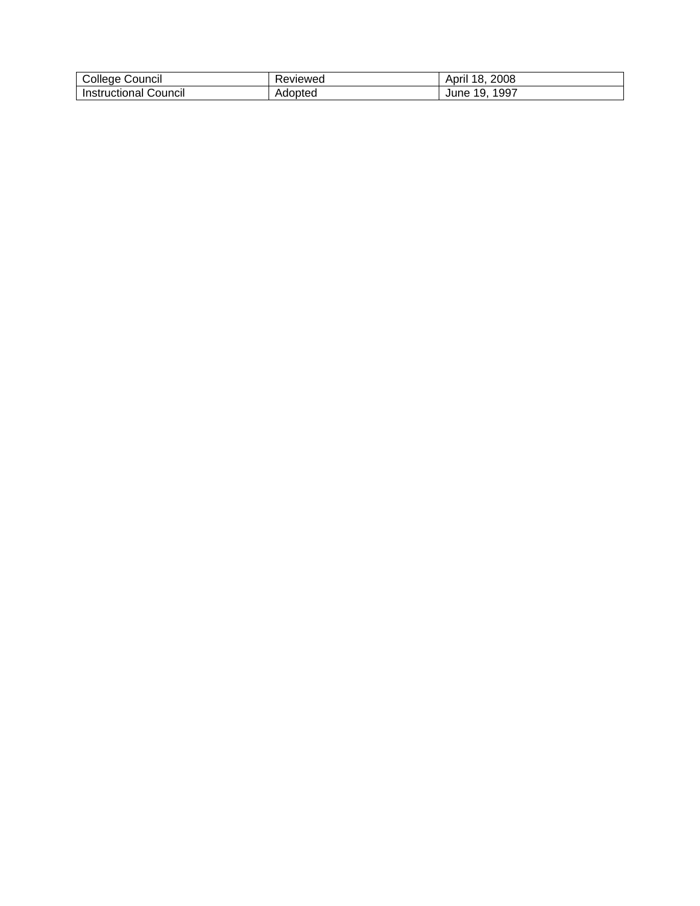| | | |
|---|---|---|
| College Council | Reviewed | April 18, 2008 |
| Instructional Council | Adopted | June 19, 1997 |